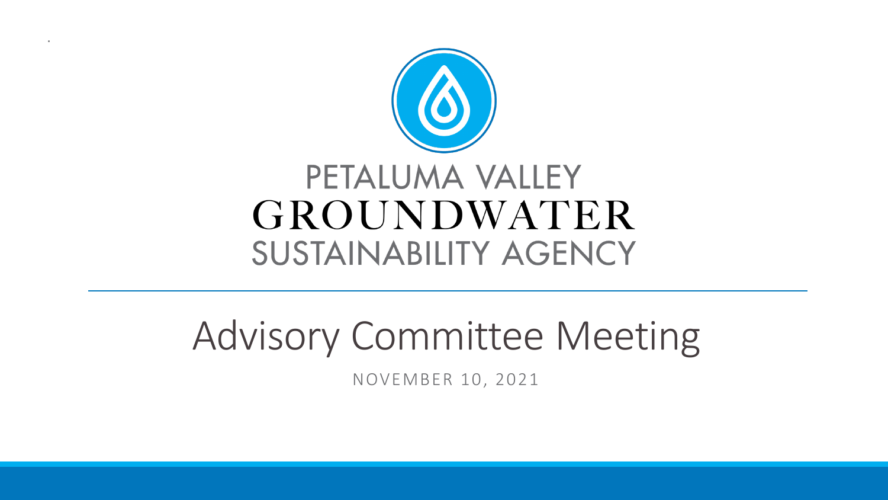# PETALUMA VALLEY GROUNDWATER SUSTAINABILITY AGENCY

## Advisory Committee Meeting

NOVEMBER 10, 2021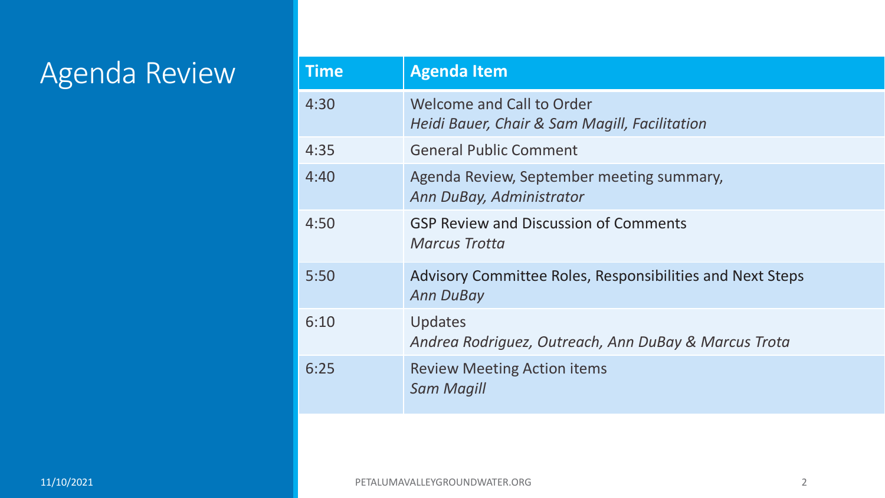# Agenda Review

| Time | Agenda Item |
| --- | --- |
| 4:30 | Welcome and Call to Order<br>*Heidi Bauer, Chair & Sam Magill, Facilitation* |
| 4:35 | General Public Comment |
| 4:40 | Agenda Review, September meeting summary,<br>*Ann DuBay, Administrator* |
| 4:50 | GSP Review and Discussion of Comments<br>*Marcus Trotta* |
| 5:50 | Advisory Committee Roles, Responsibilities and Next Steps<br>*Ann DuBay* |
| 6:10 | Updates<br>*Andrea Rodriguez, Outreach, Ann DuBay & Marcus Trota* |
| 6:25 | Review Meeting Action items<br>*Sam Magill* |

11/10/2021

PETALUMAVALLEYGROUNDWATER.ORG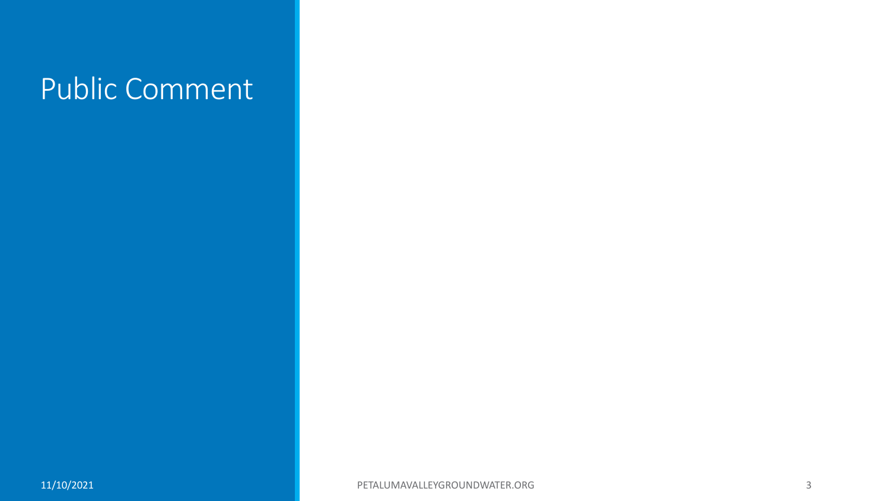# Public Comment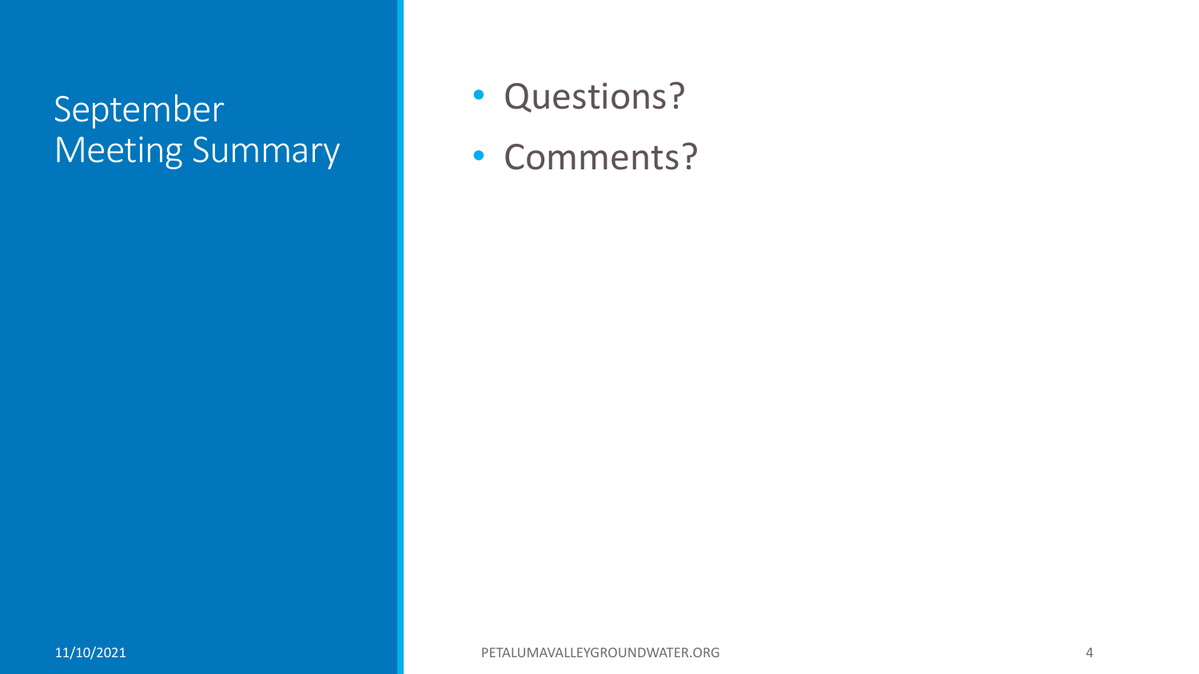# September Meeting Summary

- Questions?
- Comments?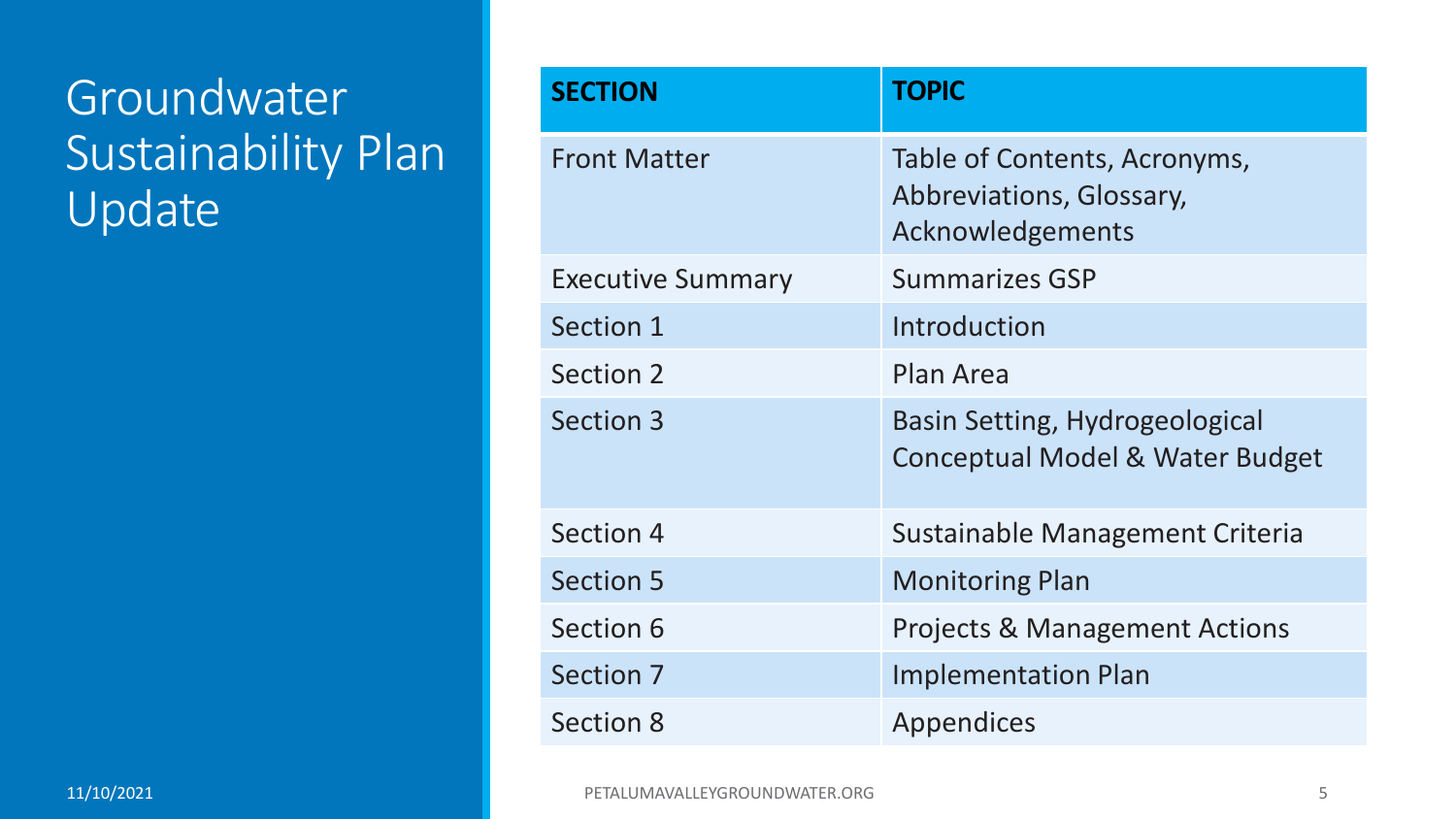# Groundwater Sustainability Plan Update

| SECTION | TOPIC |
|---|---|
| Front Matter | Table of Contents, Acronyms, Abbreviations, Glossary, Acknowledgements |
| Executive Summary | Summarizes GSP |
| Section 1 | Introduction |
| Section 2 | Plan Area |
| Section 3 | Basin Setting, Hydrogeological Conceptual Model & Water Budget |
| Section 4 | Sustainable Management Criteria |
| Section 5 | Monitoring Plan |
| Section 6 | Projects & Management Actions |
| Section 7 | Implementation Plan |
| Section 8 | Appendices |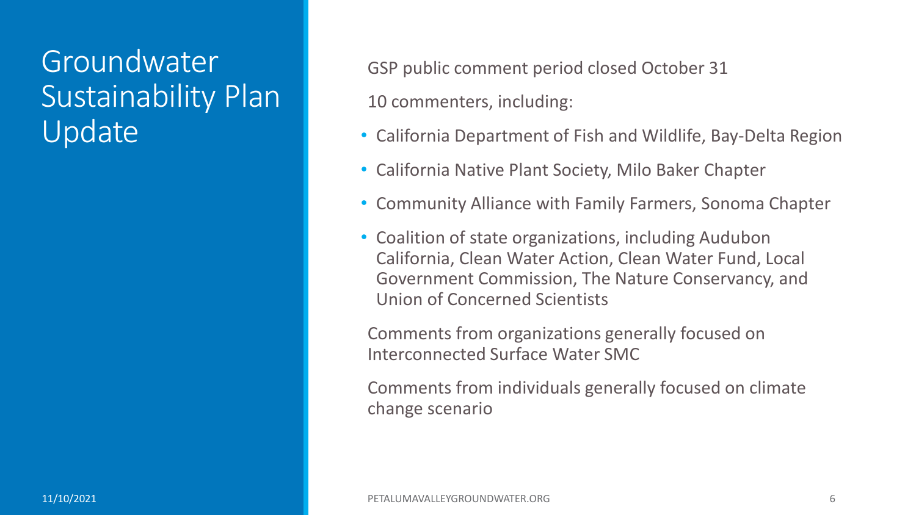# Groundwater Sustainability Plan Update

GSP public comment period closed October 31

10 commenters, including:

- California Department of Fish and Wildlife, Bay-Delta Region
- California Native Plant Society, Milo Baker Chapter
- Community Alliance with Family Farmers, Sonoma Chapter
- Coalition of state organizations, including Audubon California, Clean Water Action, Clean Water Fund, Local Government Commission, The Nature Conservancy, and Union of Concerned Scientists

Comments from organizations generally focused on Interconnected Surface Water SMC

Comments from individuals generally focused on climate change scenario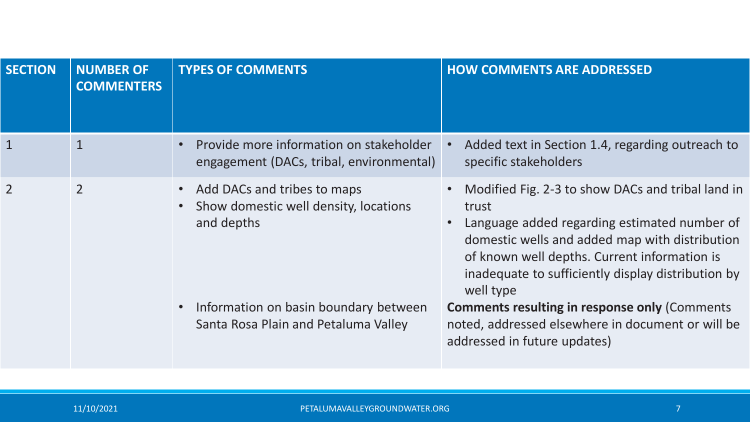| SECTION | NUMBER OF COMMENTERS | TYPES OF COMMENTS | HOW COMMENTS ARE ADDRESSED |
|---|---|---|---|
| 1 | 1 | • Provide more information on stakeholder engagement (DACs, tribal, environmental) | • Added text in Section 1.4, regarding outreach to specific stakeholders |
| 2 | 2 | • Add DACs and tribes to maps<br>• Show domestic well density, locations and depths<br><br>• Information on basin boundary between Santa Rosa Plain and Petaluma Valley | • Modified Fig. 2-3 to show DACs and tribal land in trust<br>• Language added regarding estimated number of domestic wells and added map with distribution of known well depths. Current information is inadequate to sufficiently display distribution by well type<br>**Comments resulting in response only** (Comments noted, addressed elsewhere in document or will be addressed in future updates) |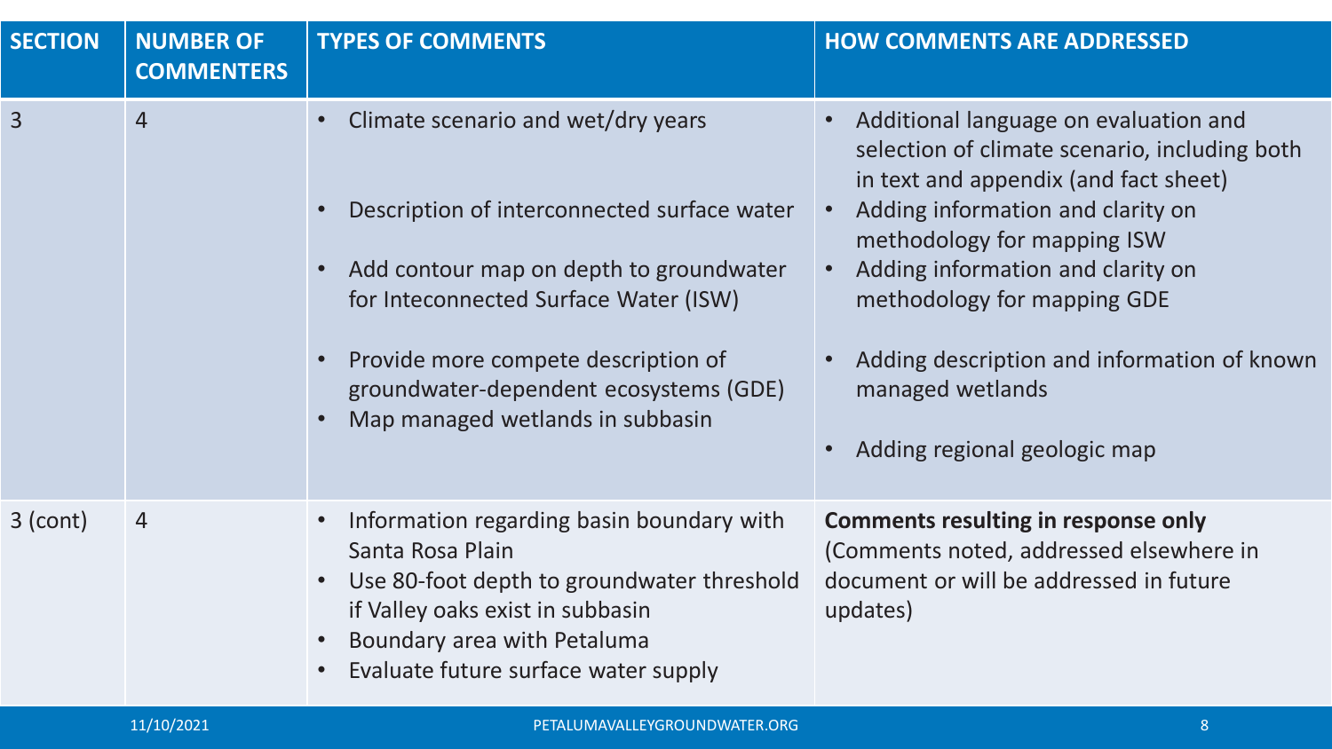| SECTION | NUMBER OF COMMENTERS | TYPES OF COMMENTS | HOW COMMENTS ARE ADDRESSED |
| --- | --- | --- | --- |
| 3 | 4 | • Climate scenario and wet/dry years<br>• Description of interconnected surface water<br>• Add contour map on depth to groundwater for Inteconnected Surface Water (ISW)<br>• Provide more compete description of groundwater-dependent ecosystems (GDE)<br>• Map managed wetlands in subbasin | • Additional language on evaluation and selection of climate scenario, including both in text and appendix (and fact sheet)<br>• Adding information and clarity on methodology for mapping ISW<br>• Adding information and clarity on methodology for mapping GDE<br>• Adding description and information of known managed wetlands<br>• Adding regional geologic map |
| 3 (cont) | 4 | • Information regarding basin boundary with Santa Rosa Plain<br>• Use 80-foot depth to groundwater threshold if Valley oaks exist in subbasin<br>• Boundary area with Petaluma<br>• Evaluate future surface water supply | **Comments resulting in response only** (Comments noted, addressed elsewhere in document or will be addressed in future updates) |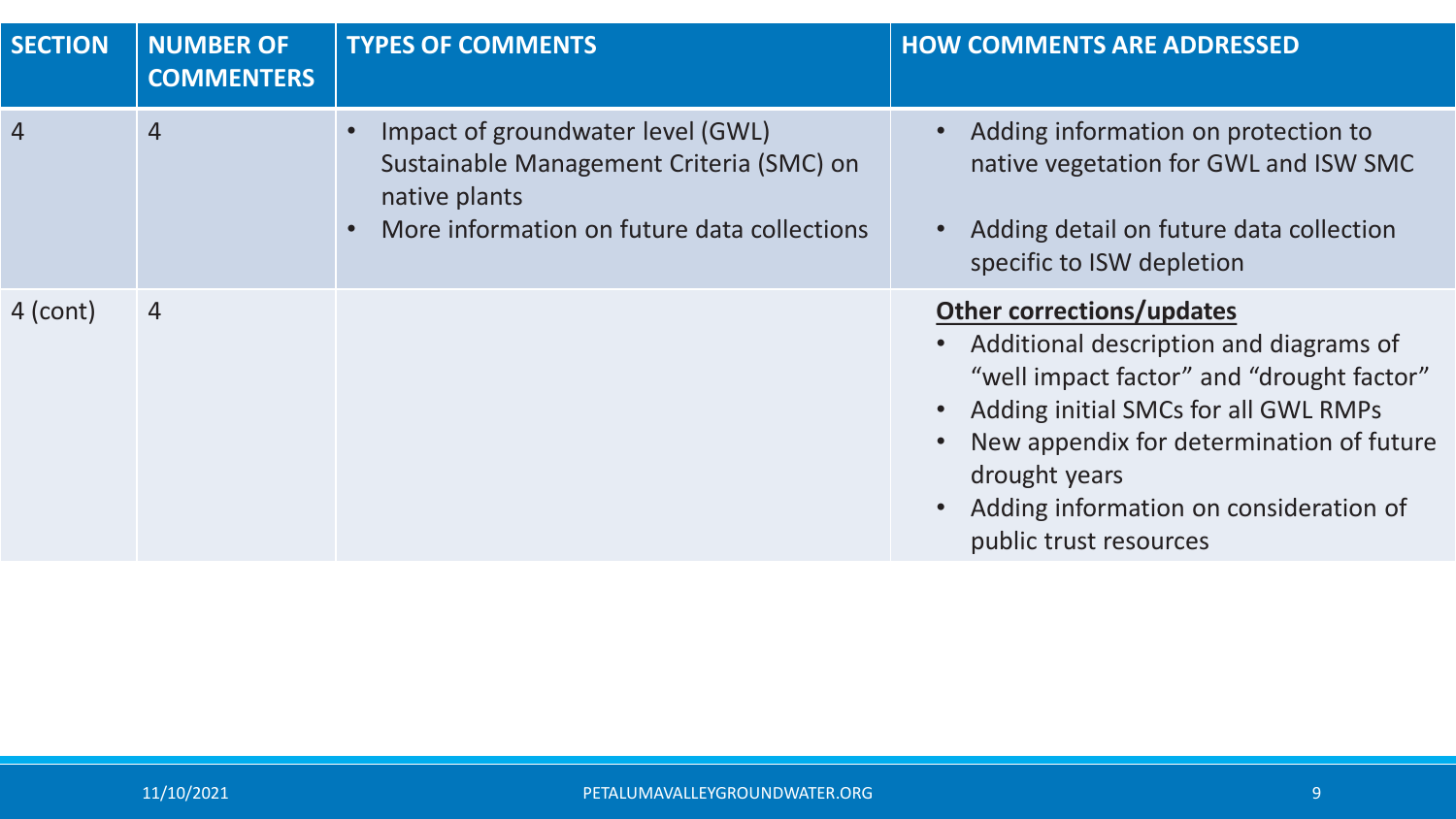| SECTION | NUMBER OF COMMENTERS | TYPES OF COMMENTS | HOW COMMENTS ARE ADDRESSED |
|---|---|---|---|
| 4 | 4 | • Impact of groundwater level (GWL) Sustainable Management Criteria (SMC) on native plants<br>• More information on future data collections | • Adding information on protection to native vegetation for GWL and ISW SMC<br>• Adding detail on future data collection specific to ISW depletion |
| 4 (cont) | 4 | | **Other corrections/updates**<br>• Additional description and diagrams of "well impact factor" and "drought factor"<br>• Adding initial SMCs for all GWL RMPs<br>• New appendix for determination of future drought years<br>• Adding information on consideration of public trust resources |

11/10/2021

PETALUMAVALLEYGROUNDWATER.ORG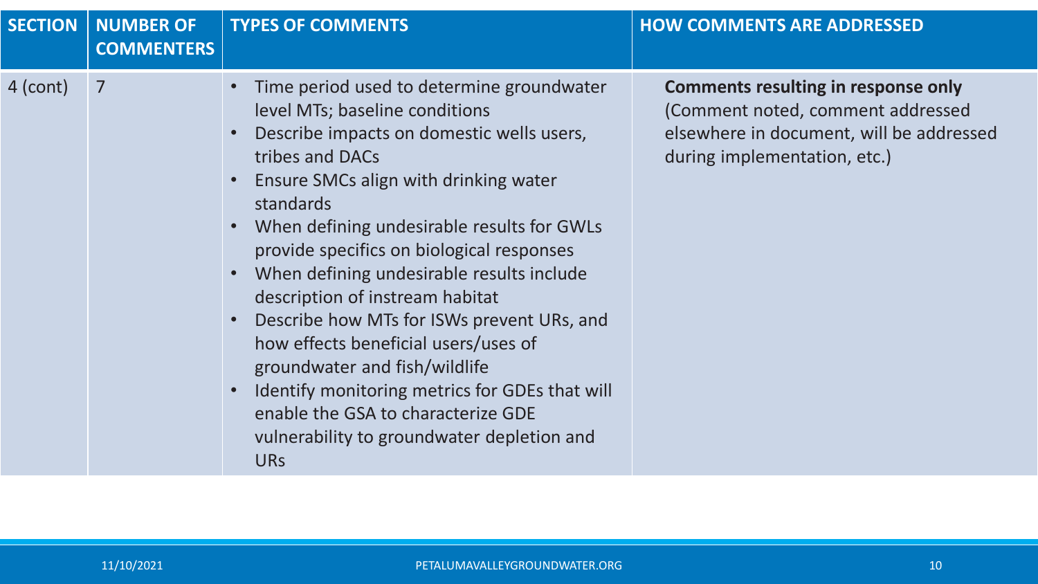| SECTION | NUMBER OF COMMENTERS | TYPES OF COMMENTS | HOW COMMENTS ARE ADDRESSED |
|---|---|---|---|
| 4 (cont) | 7 | • Time period used to determine groundwater level MTs; baseline conditions<br>• Describe impacts on domestic wells users, tribes and DACs<br>• Ensure SMCs align with drinking water standards<br>• When defining undesirable results for GWLs provide specifics on biological responses<br>• When defining undesirable results include description of instream habitat<br>• Describe how MTs for ISWs prevent URs, and how effects beneficial users/uses of groundwater and fish/wildlife<br>• Identify monitoring metrics for GDEs that will enable the GSA to characterize GDE vulnerability to groundwater depletion and URs | **Comments resulting in response only** (Comment noted, comment addressed elsewhere in document, will be addressed during implementation, etc.) |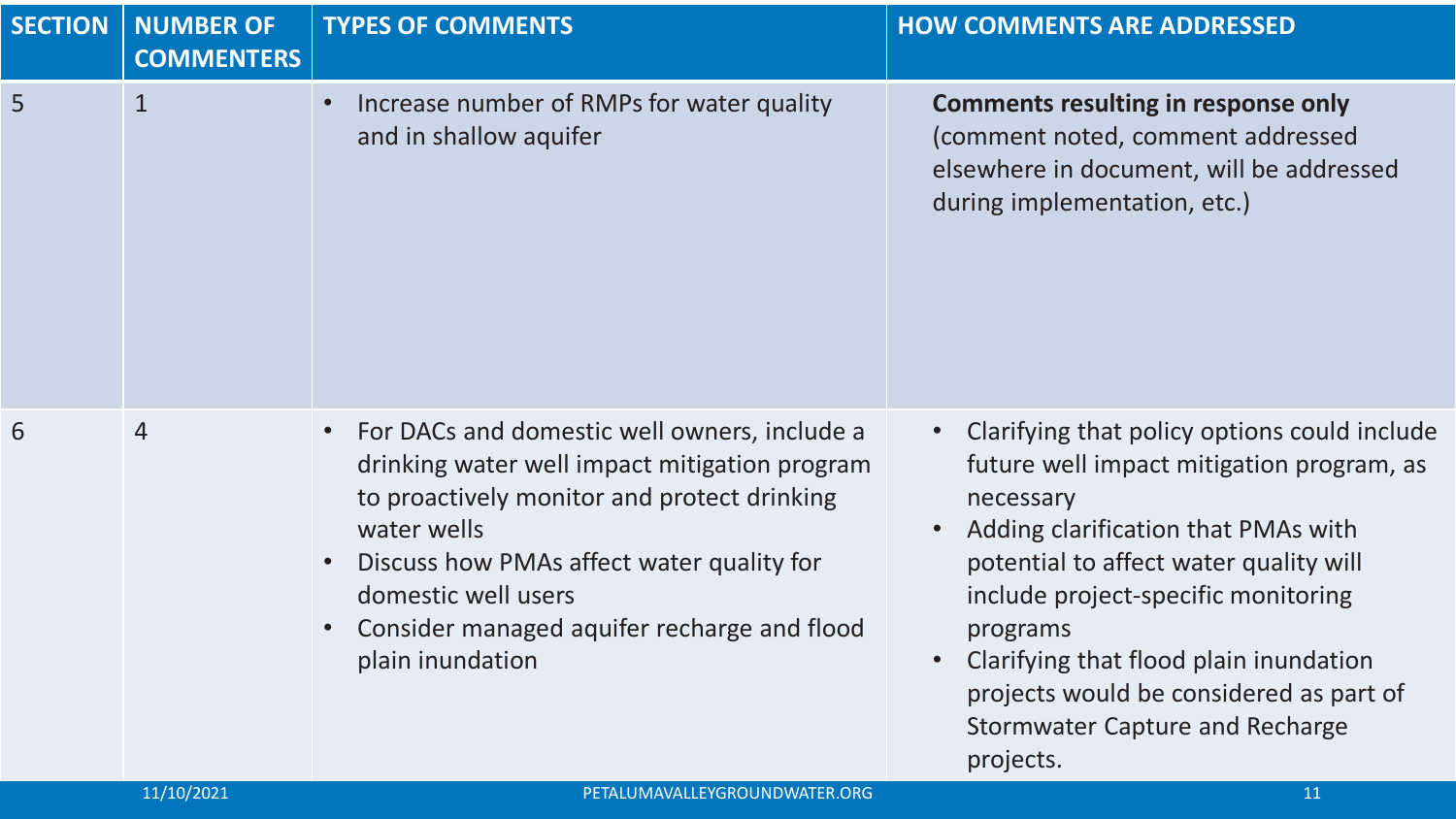| SECTION | NUMBER OF COMMENTERS | TYPES OF COMMENTS | HOW COMMENTS ARE ADDRESSED |
|---|---|---|---|
| 5 | 1 | • Increase number of RMPs for water quality and in shallow aquifer | **Comments resulting in response only** (comment noted, comment addressed elsewhere in document, will be addressed during implementation, etc.) |
| 6 | 4 | • For DACs and domestic well owners, include a drinking water well impact mitigation program to proactively monitor and protect drinking water wells<br>• Discuss how PMAs affect water quality for domestic well users<br>• Consider managed aquifer recharge and flood plain inundation | • Clarifying that policy options could include future well impact mitigation program, as necessary<br>• Adding clarification that PMAs with potential to affect water quality will include project-specific monitoring programs<br>• Clarifying that flood plain inundation projects would be considered as part of Stormwater Capture and Recharge projects. |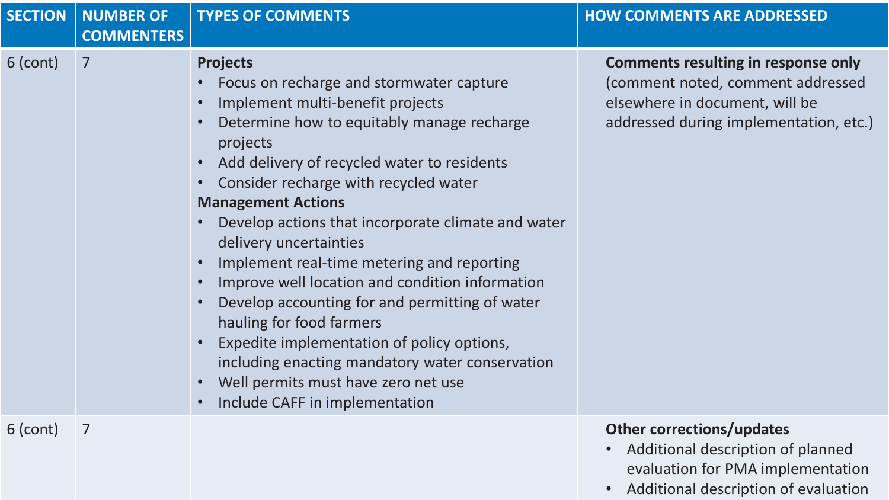| SECTION | NUMBER OF COMMENTERS | TYPES OF COMMENTS | HOW COMMENTS ARE ADDRESSED |
| --- | --- | --- | --- |
| 6 (cont) | 7 | **Projects**<br>• Focus on recharge and stormwater capture<br>• Implement multi-benefit projects<br>• Determine how to equitably manage recharge projects<br>• Add delivery of recycled water to residents<br>• Consider recharge with recycled water<br>**Management Actions**<br>• Develop actions that incorporate climate and water delivery uncertainties<br>• Implement real-time metering and reporting<br>• Improve well location and condition information<br>• Develop accounting for and permitting of water hauling for food farmers<br>• Expedite implementation of policy options, including enacting mandatory water conservation<br>• Well permits must have zero net use<br>• Include CAFF in implementation | **Comments resulting in response only** (comment noted, comment addressed elsewhere in document, will be addressed during implementation, etc.) |
| 6 (cont) | 7 | | **Other corrections/updates**<br>• Additional description of planned evaluation for PMA implementation<br>• Additional description of evaluation |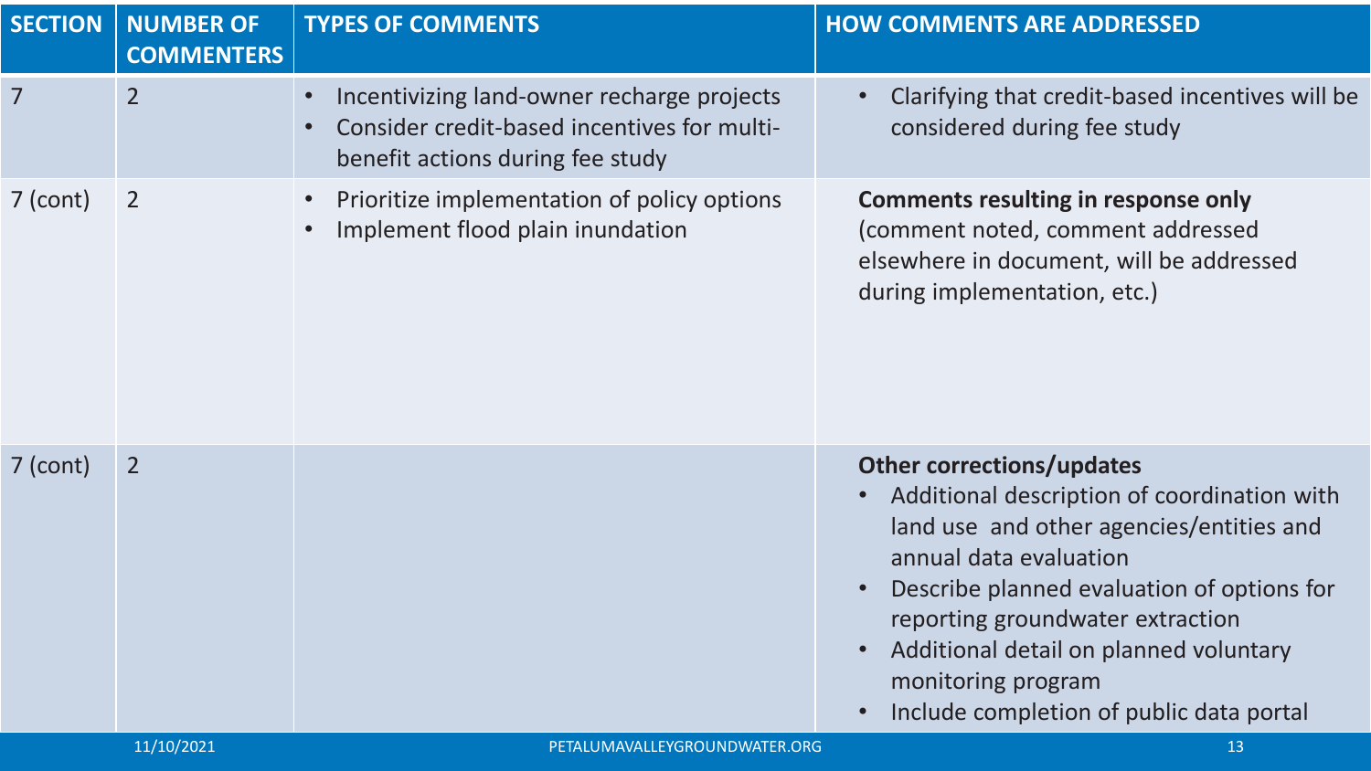| SECTION | NUMBER OF COMMENTERS | TYPES OF COMMENTS | HOW COMMENTS ARE ADDRESSED |
|---|---|---|---|
| 7 | 2 | • Incentivizing land-owner recharge projects<br>• Consider credit-based incentives for multi-benefit actions during fee study | • Clarifying that credit-based incentives will be considered during fee study |
| 7 (cont) | 2 | • Prioritize implementation of policy options<br>• Implement flood plain inundation | **Comments resulting in response only** (comment noted, comment addressed elsewhere in document, will be addressed during implementation, etc.) |
| 7 (cont) | 2 | | **Other corrections/updates**<br>• Additional description of coordination with land use and other agencies/entities and annual data evaluation<br>• Describe planned evaluation of options for reporting groundwater extraction<br>• Additional detail on planned voluntary monitoring program<br>• Include completion of public data portal |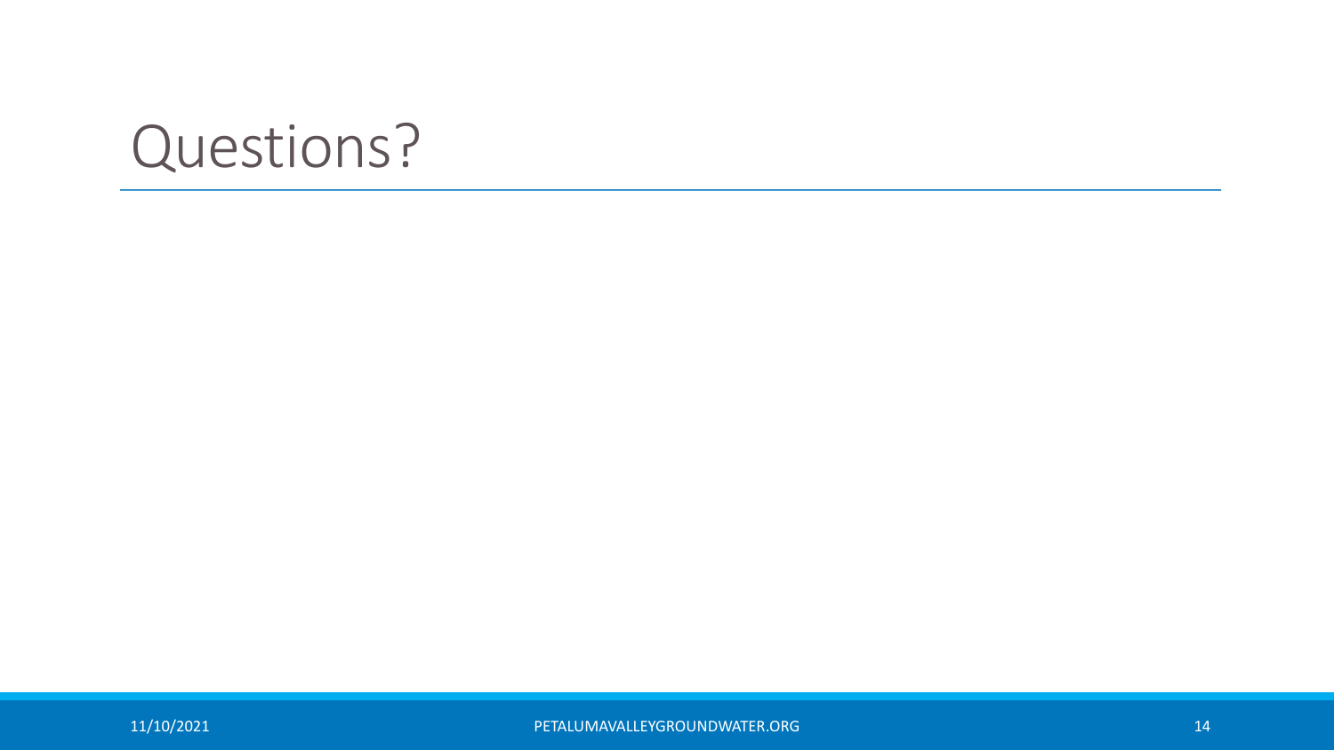# Questions?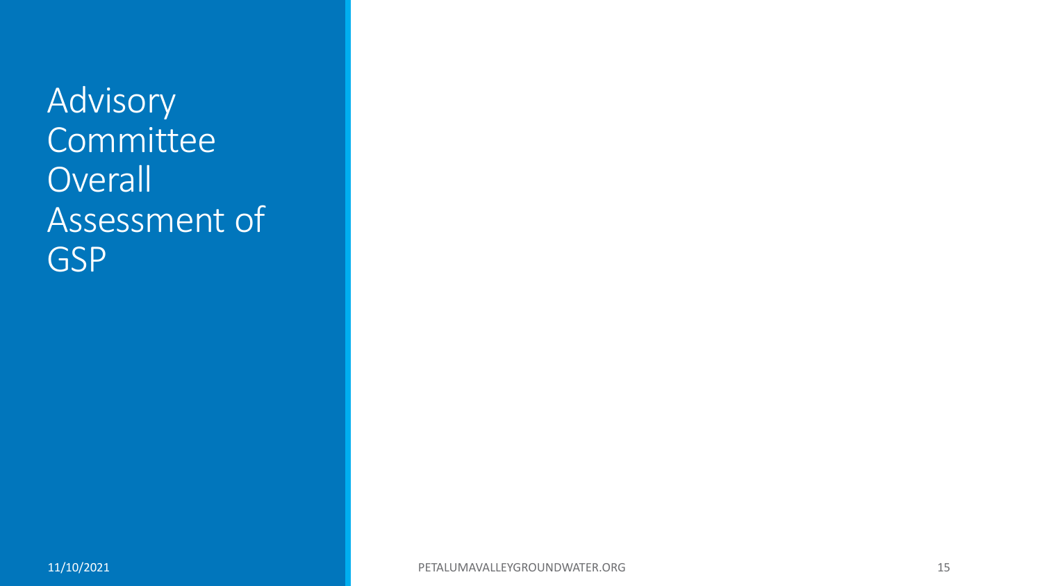# Advisory Committee Overall Assessment of GSP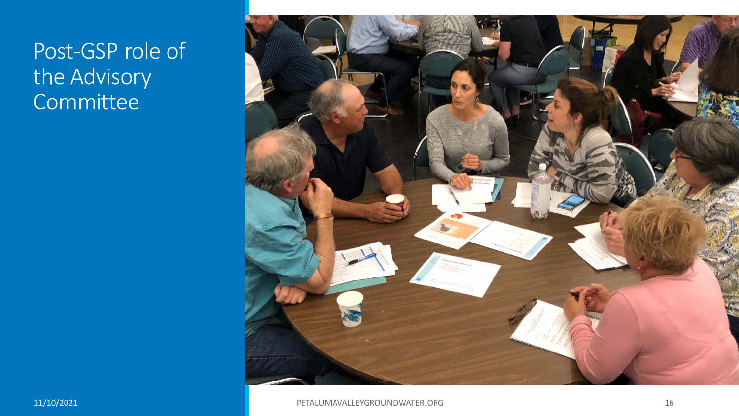# Post-GSP role of the Advisory Committee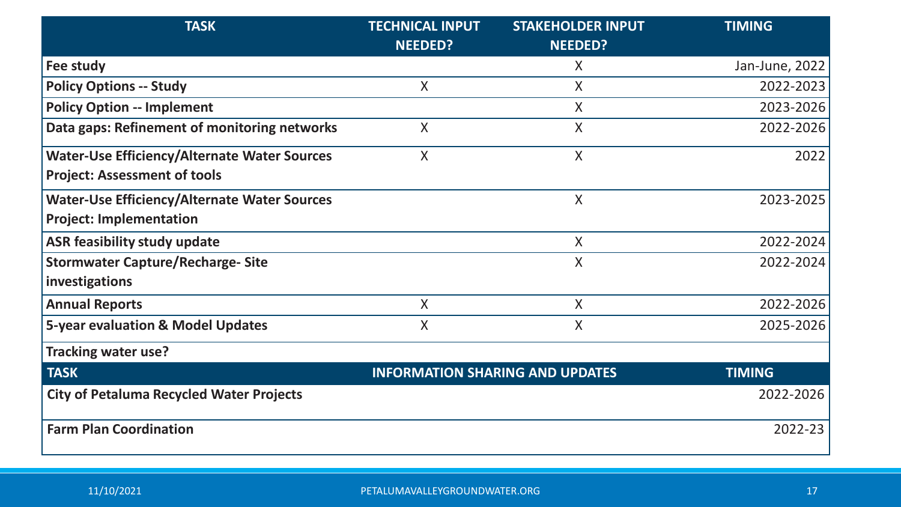| TASK | TECHNICAL INPUT NEEDED? | STAKEHOLDER INPUT NEEDED? | TIMING |
| --- | --- | --- | --- |
| **Fee study** | | X | Jan-June, 2022 |
| **Policy Options -- Study** | X | X | 2022-2023 |
| **Policy Option -- Implement** | | X | 2023-2026 |
| **Data gaps: Refinement of monitoring networks** | X | X | 2022-2026 |
| **Water-Use Efficiency/Alternate Water Sources Project: Assessment of tools** | X | X | 2022 |
| **Water-Use Efficiency/Alternate Water Sources Project: Implementation** | | X | 2023-2025 |
| **ASR feasibility study update** | | X | 2022-2024 |
| **Stormwater Capture/Recharge- Site investigations** | | X | 2022-2024 |
| **Annual Reports** | X | X | 2022-2026 |
| **5-year evaluation & Model Updates** | X | X | 2025-2026 |
| **Tracking water use?** | | | |

| TASK | INFORMATION SHARING AND UPDATES | TIMING |
| --- | --- | --- |
| **City of Petaluma Recycled Water Projects** | | 2022-2026 |
| **Farm Plan Coordination** | | 2022-23 |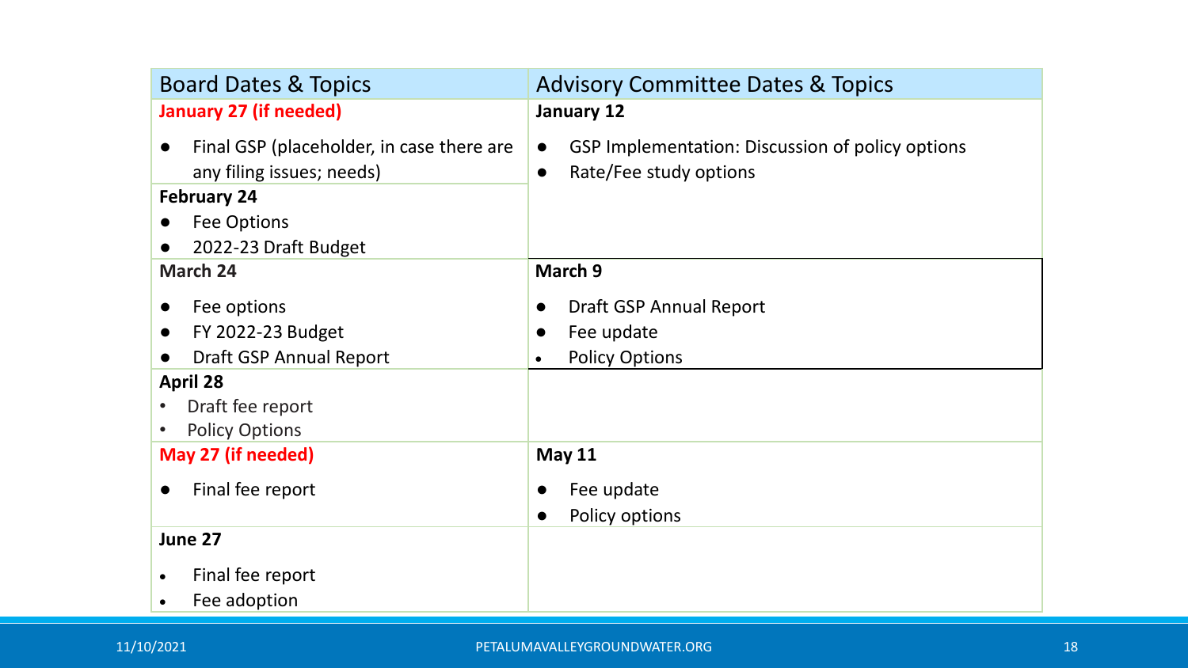| Board Dates & Topics | Advisory Committee Dates & Topics |
|---|---|
| **January 27 (if needed)**<br>● Final GSP (placeholder, in case there are any filing issues; needs) | **January 12**<br>● GSP Implementation: Discussion of policy options<br>● Rate/Fee study options |
| **February 24**<br>● Fee Options<br>● 2022-23 Draft Budget | |
| **March 24**<br>● Fee options<br>● FY 2022-23 Budget<br>● Draft GSP Annual Report | **March 9**<br>● Draft GSP Annual Report<br>● Fee update<br>• Policy Options |
| **April 28**<br>• Draft fee report<br>• Policy Options | |
| **May 27 (if needed)**<br>● Final fee report | **May 11**<br>● Fee update<br>● Policy options |
| **June 27**<br>• Final fee report<br>• Fee adoption | |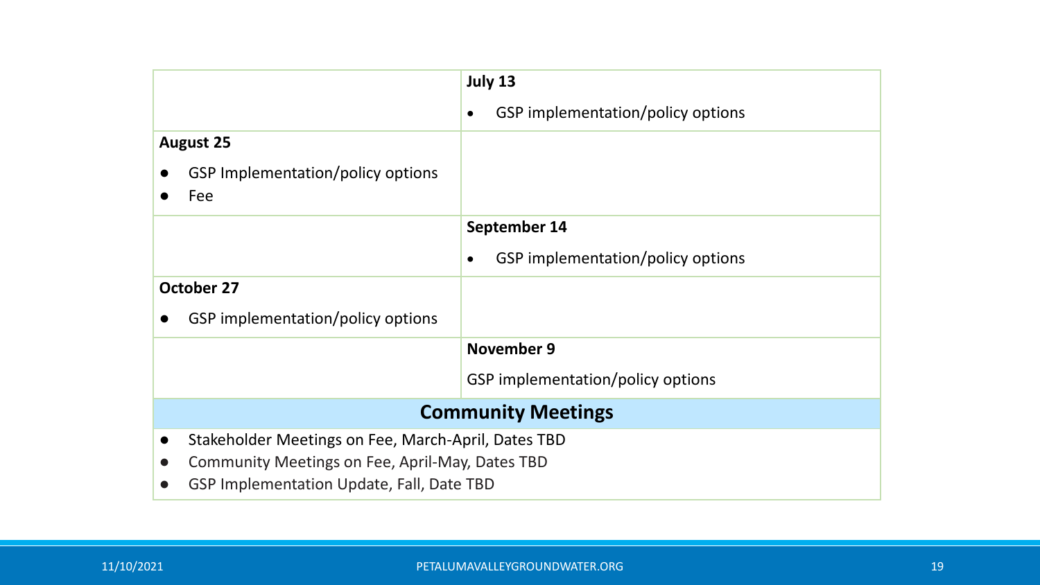| | |
|---|---|
| | **July 13**<br>• GSP implementation/policy options |
| **August 25**<br>● GSP Implementation/policy options<br>● Fee | |
| | **September 14**<br>• GSP implementation/policy options |
| **October 27**<br>● GSP implementation/policy options | |
| | **November 9**<br>GSP implementation/policy options |
| **Community Meetings** | |
| ● Stakeholder Meetings on Fee, March-April, Dates TBD<br>● Community Meetings on Fee, April-May, Dates TBD<br>● GSP Implementation Update, Fall, Date TBD | |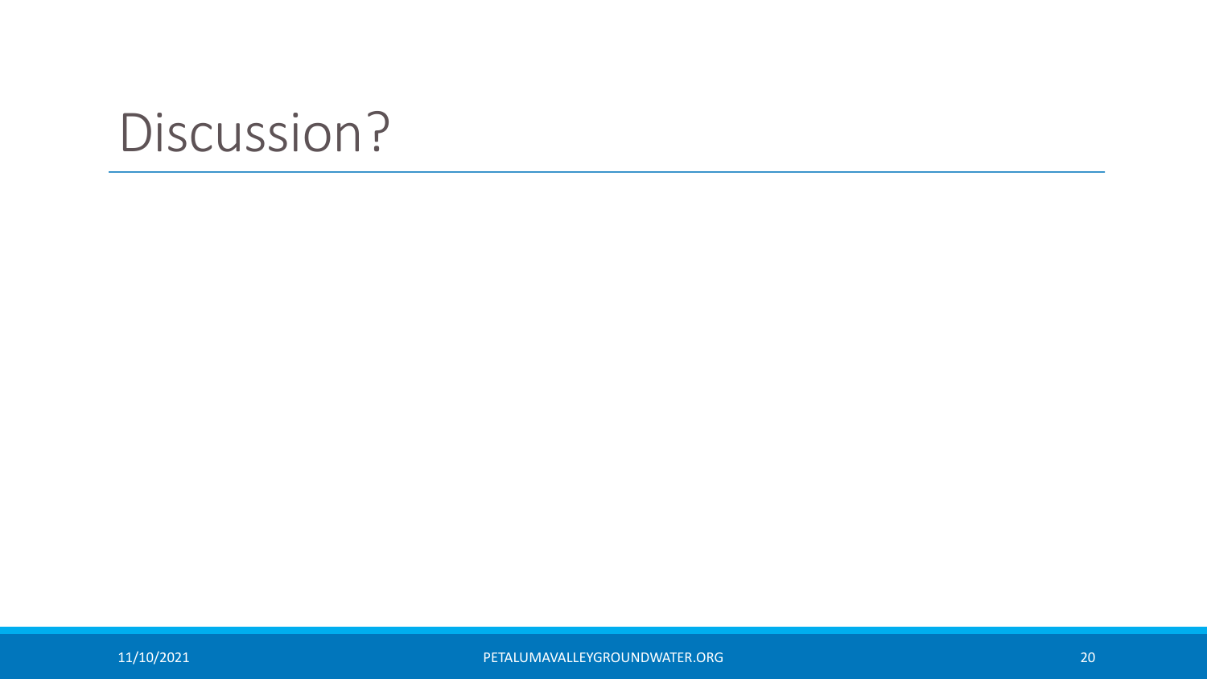# Discussion?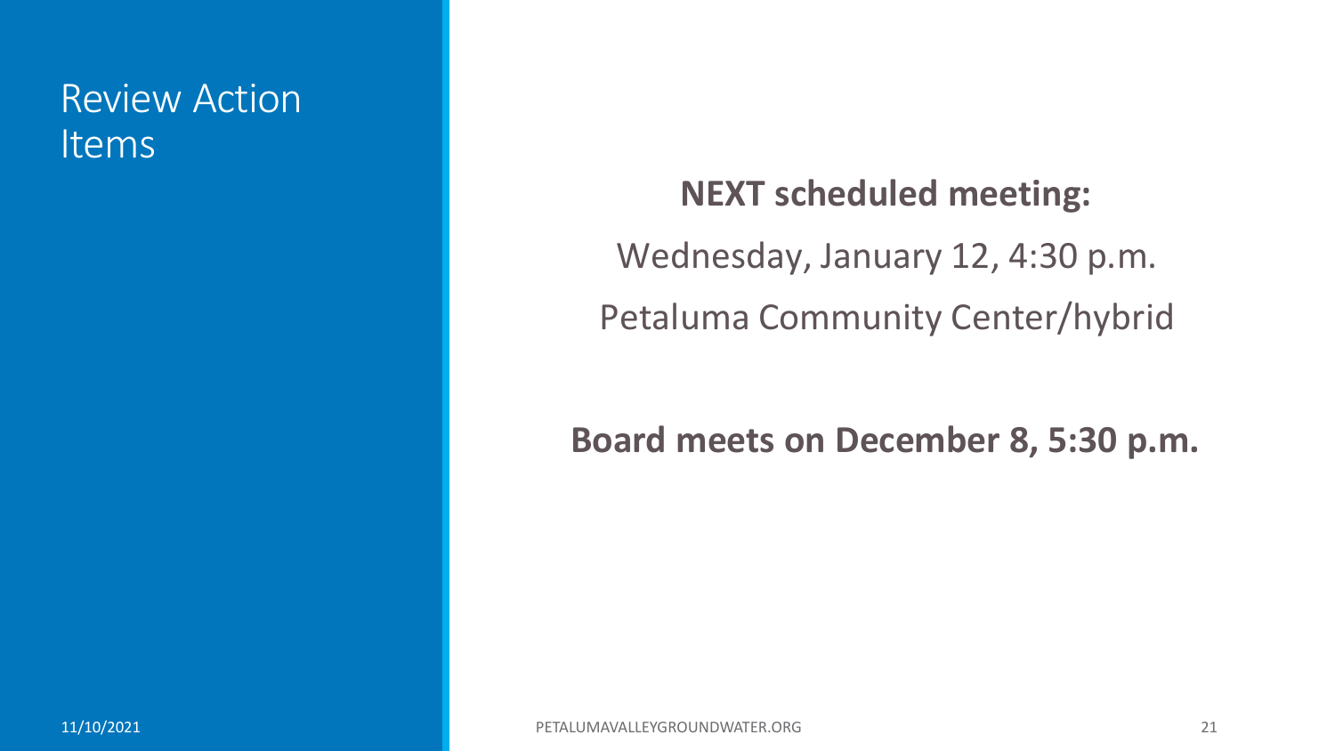# Review Action Items

**NEXT scheduled meeting:**

Wednesday, January 12, 4:30 p.m.

Petaluma Community Center/hybrid

**Board meets on December 8, 5:30 p.m.**